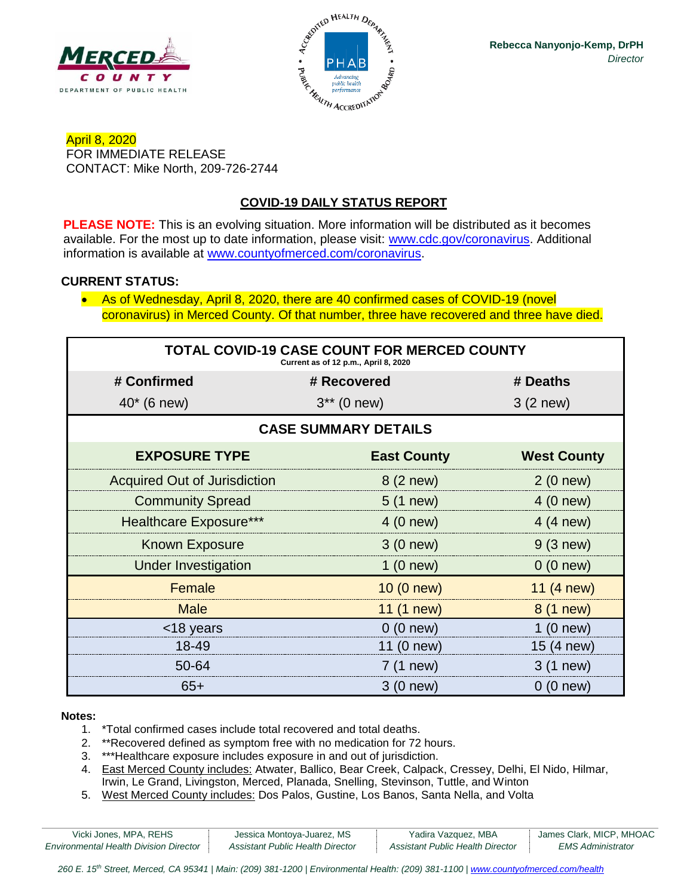**MERCED COUNTY**
DEPARTMENT OF PUBLIC HEALTH

**Rebecca Nanyonjo-Kemp, DrPH**
*Director*

April 8, 2020
FOR IMMEDIATE RELEASE
CONTACT: Mike North, 209-726-2744

## COVID-19 DAILY STATUS REPORT

**PLEASE NOTE:** This is an evolving situation. More information will be distributed as it becomes available. For the most up to date information, please visit: www.cdc.gov/coronavirus. Additional information is available at www.countyofmerced.com/coronavirus.

**CURRENT STATUS:**

- As of Wednesday, April 8, 2020, there are 40 confirmed cases of COVID-19 (novel coronavirus) in Merced County. Of that number, three have recovered and three have died.

| TOTAL COVID-19 CASE COUNT FOR MERCED COUNTY (Current as of 12 p.m., April 8, 2020) | | |
|---|---|---|
| **# Confirmed** | **# Recovered** | **# Deaths** |
| 40* (6 new) | 3** (0 new) | 3 (2 new) |
| **CASE SUMMARY DETAILS** | | |
| **EXPOSURE TYPE** | **East County** | **West County** |
| Acquired Out of Jurisdiction | 8 (2 new) | 2 (0 new) |
| Community Spread | 5 (1 new) | 4 (0 new) |
| Healthcare Exposure*** | 4 (0 new) | 4 (4 new) |
| Known Exposure | 3 (0 new) | 9 (3 new) |
| Under Investigation | 1 (0 new) | 0 (0 new) |
| Female | 10 (0 new) | 11 (4 new) |
| Male | 11 (1 new) | 8 (1 new) |
| <18 years | 0 (0 new) | 1 (0 new) |
| 18-49 | 11 (0 new) | 15 (4 new) |
| 50-64 | 7 (1 new) | 3 (1 new) |
| 65+ | 3 (0 new) | 0 (0 new) |

**Notes:**

1. *Total confirmed cases include total recovered and total deaths.
2. **Recovered defined as symptom free with no medication for 72 hours.
3. ***Healthcare exposure includes exposure in and out of jurisdiction.
4. East Merced County includes: Atwater, Ballico, Bear Creek, Calpack, Cressey, Delhi, El Nido, Hilmar, Irwin, Le Grand, Livingston, Merced, Planada, Snelling, Stevinson, Tuttle, and Winton
5. West Merced County includes: Dos Palos, Gustine, Los Banos, Santa Nella, and Volta

Vicki Jones, MPA, REHS, *Environmental Health Division Director* | Jessica Montoya-Juarez, MS, *Assistant Public Health Director* | Yadira Vazquez, MBA, *Assistant Public Health Director* | James Clark, MICP, MHOAC, *EMS Administrator*

*260 E. 15th Street, Merced, CA 95341 | Main: (209) 381-1200 | Environmental Health: (209) 381-1100 | www.countyofmerced.com/health*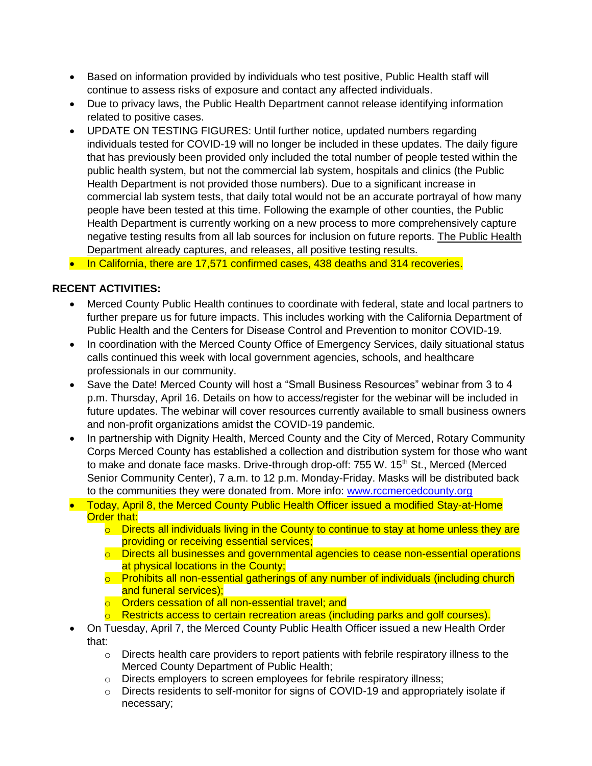- Based on information provided by individuals who test positive, Public Health staff will continue to assess risks of exposure and contact any affected individuals.
- Due to privacy laws, the Public Health Department cannot release identifying information related to positive cases.
- UPDATE ON TESTING FIGURES: Until further notice, updated numbers regarding individuals tested for COVID-19 will no longer be included in these updates. The daily figure that has previously been provided only included the total number of people tested within the public health system, but not the commercial lab system, hospitals and clinics (the Public Health Department is not provided those numbers). Due to a significant increase in commercial lab system tests, that daily total would not be an accurate portrayal of how many people have been tested at this time. Following the example of other counties, the Public Health Department is currently working on a new process to more comprehensively capture negative testing results from all lab sources for inclusion on future reports. The Public Health Department already captures, and releases, all positive testing results.
- In California, there are 17,571 confirmed cases, 438 deaths and 314 recoveries.

**RECENT ACTIVITIES:**

- Merced County Public Health continues to coordinate with federal, state and local partners to further prepare us for future impacts. This includes working with the California Department of Public Health and the Centers for Disease Control and Prevention to monitor COVID-19.
- In coordination with the Merced County Office of Emergency Services, daily situational status calls continued this week with local government agencies, schools, and healthcare professionals in our community.
- Save the Date! Merced County will host a "Small Business Resources" webinar from 3 to 4 p.m. Thursday, April 16. Details on how to access/register for the webinar will be included in future updates. The webinar will cover resources currently available to small business owners and non-profit organizations amidst the COVID-19 pandemic.
- In partnership with Dignity Health, Merced County and the City of Merced, Rotary Community Corps Merced County has established a collection and distribution system for those who want to make and donate face masks. Drive-through drop-off: 755 W. 15th St., Merced (Merced Senior Community Center), 7 a.m. to 12 p.m. Monday-Friday. Masks will be distributed back to the communities they were donated from. More info: [www.rccmercedcounty.org](http://www.rccmercedcounty.org)
- Today, April 8, the Merced County Public Health Officer issued a modified Stay-at-Home Order that:
  - Directs all individuals living in the County to continue to stay at home unless they are providing or receiving essential services;
  - Directs all businesses and governmental agencies to cease non-essential operations at physical locations in the County;
  - Prohibits all non-essential gatherings of any number of individuals (including church and funeral services);
  - Orders cessation of all non-essential travel; and
  - Restricts access to certain recreation areas (including parks and golf courses).
- On Tuesday, April 7, the Merced County Public Health Officer issued a new Health Order that:
  - Directs health care providers to report patients with febrile respiratory illness to the Merced County Department of Public Health;
  - Directs employers to screen employees for febrile respiratory illness;
  - Directs residents to self-monitor for signs of COVID-19 and appropriately isolate if necessary;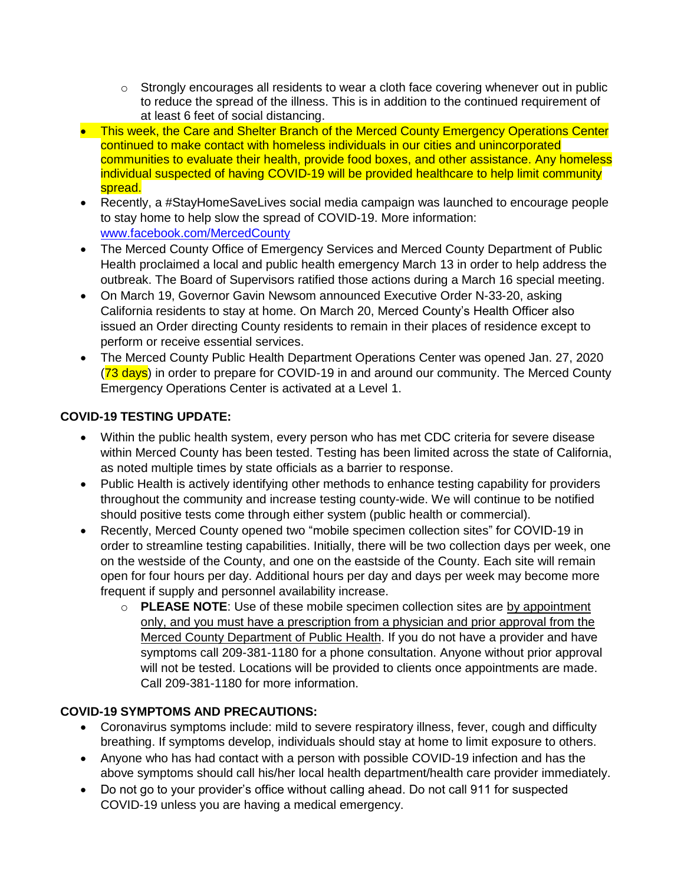- Strongly encourages all residents to wear a cloth face covering whenever out in public to reduce the spread of the illness. This is in addition to the continued requirement of at least 6 feet of social distancing.
- This week, the Care and Shelter Branch of the Merced County Emergency Operations Center continued to make contact with homeless individuals in our cities and unincorporated communities to evaluate their health, provide food boxes, and other assistance. Any homeless individual suspected of having COVID-19 will be provided healthcare to help limit community spread.
- Recently, a #StayHomeSaveLives social media campaign was launched to encourage people to stay home to help slow the spread of COVID-19. More information: [www.facebook.com/MercedCounty](http://www.facebook.com/MercedCounty)
- The Merced County Office of Emergency Services and Merced County Department of Public Health proclaimed a local and public health emergency March 13 in order to help address the outbreak. The Board of Supervisors ratified those actions during a March 16 special meeting.
- On March 19, Governor Gavin Newsom announced Executive Order N-33-20, asking California residents to stay at home. On March 20, Merced County's Health Officer also issued an Order directing County residents to remain in their places of residence except to perform or receive essential services.
- The Merced County Public Health Department Operations Center was opened Jan. 27, 2020 (73 days) in order to prepare for COVID-19 in and around our community. The Merced County Emergency Operations Center is activated at a Level 1.

**COVID-19 TESTING UPDATE:**

- Within the public health system, every person who has met CDC criteria for severe disease within Merced County has been tested. Testing has been limited across the state of California, as noted multiple times by state officials as a barrier to response.
- Public Health is actively identifying other methods to enhance testing capability for providers throughout the community and increase testing county-wide. We will continue to be notified should positive tests come through either system (public health or commercial).
- Recently, Merced County opened two "mobile specimen collection sites" for COVID-19 in order to streamline testing capabilities. Initially, there will be two collection days per week, one on the westside of the County, and one on the eastside of the County. Each site will remain open for four hours per day. Additional hours per day and days per week may become more frequent if supply and personnel availability increase.
    - **PLEASE NOTE**: Use of these mobile specimen collection sites are by appointment only, and you must have a prescription from a physician and prior approval from the Merced County Department of Public Health. If you do not have a provider and have symptoms call 209-381-1180 for a phone consultation. Anyone without prior approval will not be tested. Locations will be provided to clients once appointments are made. Call 209-381-1180 for more information.

**COVID-19 SYMPTOMS AND PRECAUTIONS:**

- Coronavirus symptoms include: mild to severe respiratory illness, fever, cough and difficulty breathing. If symptoms develop, individuals should stay at home to limit exposure to others.
- Anyone who has had contact with a person with possible COVID-19 infection and has the above symptoms should call his/her local health department/health care provider immediately.
- Do not go to your provider's office without calling ahead. Do not call 911 for suspected COVID-19 unless you are having a medical emergency.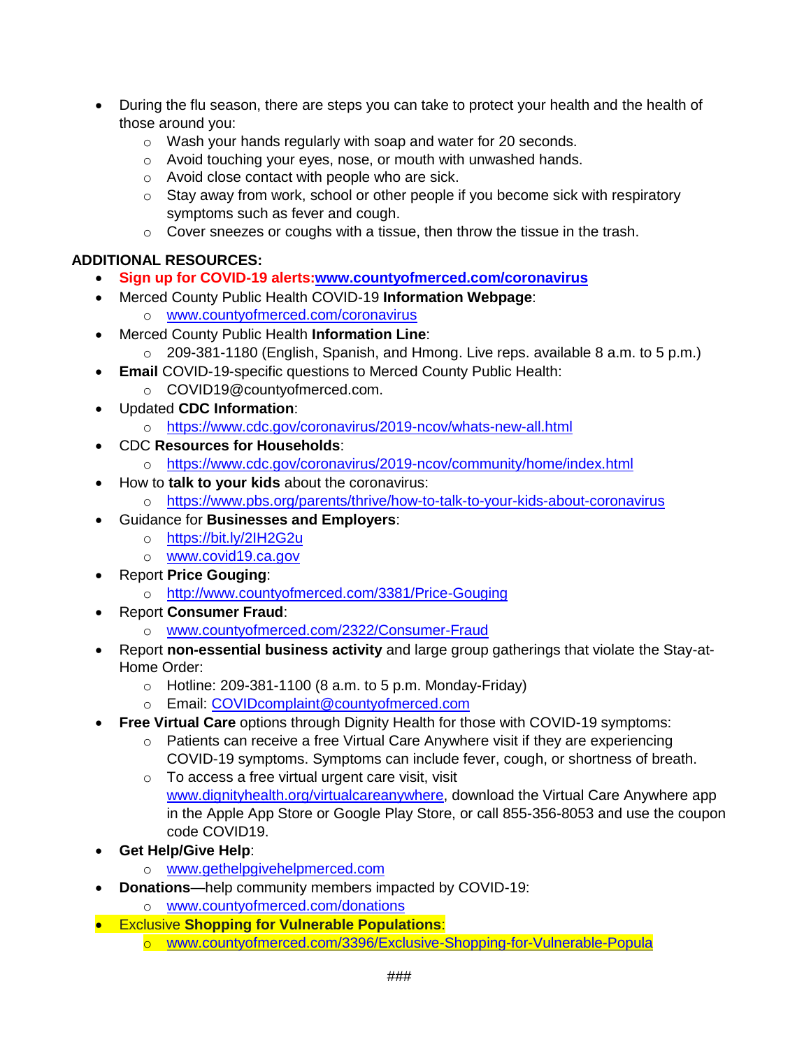- During the flu season, there are steps you can take to protect your health and the health of those around you:
  - Wash your hands regularly with soap and water for 20 seconds.
  - Avoid touching your eyes, nose, or mouth with unwashed hands.
  - Avoid close contact with people who are sick.
  - Stay away from work, school or other people if you become sick with respiratory symptoms such as fever and cough.
  - Cover sneezes or coughs with a tissue, then throw the tissue in the trash.

**ADDITIONAL RESOURCES:**

- **Sign up for COVID-19 alerts:www.countyofmerced.com/coronavirus**
- Merced County Public Health COVID-19 **Information Webpage**:
  - www.countyofmerced.com/coronavirus
- Merced County Public Health **Information Line**:
  - 209-381-1180 (English, Spanish, and Hmong. Live reps. available 8 a.m. to 5 p.m.)
- **Email** COVID-19-specific questions to Merced County Public Health:
  - COVID19@countyofmerced.com.
- Updated **CDC Information**:
  - https://www.cdc.gov/coronavirus/2019-ncov/whats-new-all.html
- CDC **Resources for Households**:
  - https://www.cdc.gov/coronavirus/2019-ncov/community/home/index.html
- How to **talk to your kids** about the coronavirus:
  - https://www.pbs.org/parents/thrive/how-to-talk-to-your-kids-about-coronavirus
- Guidance for **Businesses and Employers**:
  - https://bit.ly/2IH2G2u
  - www.covid19.ca.gov
- Report **Price Gouging**:
  - http://www.countyofmerced.com/3381/Price-Gouging
- Report **Consumer Fraud**:
  - www.countyofmerced.com/2322/Consumer-Fraud
- Report **non-essential business activity** and large group gatherings that violate the Stay-at-Home Order:
  - Hotline: 209-381-1100 (8 a.m. to 5 p.m. Monday-Friday)
  - Email: COVIDcomplaint@countyofmerced.com
- **Free Virtual Care** options through Dignity Health for those with COVID-19 symptoms:
  - Patients can receive a free Virtual Care Anywhere visit if they are experiencing COVID-19 symptoms. Symptoms can include fever, cough, or shortness of breath.
  - To access a free virtual urgent care visit, visit www.dignityhealth.org/virtualcareanywhere, download the Virtual Care Anywhere app in the Apple App Store or Google Play Store, or call 855-356-8053 and use the coupon code COVID19.
- **Get Help/Give Help**:
  - www.gethelpgivehelpmerced.com
- **Donations**—help community members impacted by COVID-19:
  - www.countyofmerced.com/donations
- Exclusive **Shopping for Vulnerable Populations**:
  - www.countyofmerced.com/3396/Exclusive-Shopping-for-Vulnerable-Popula

###